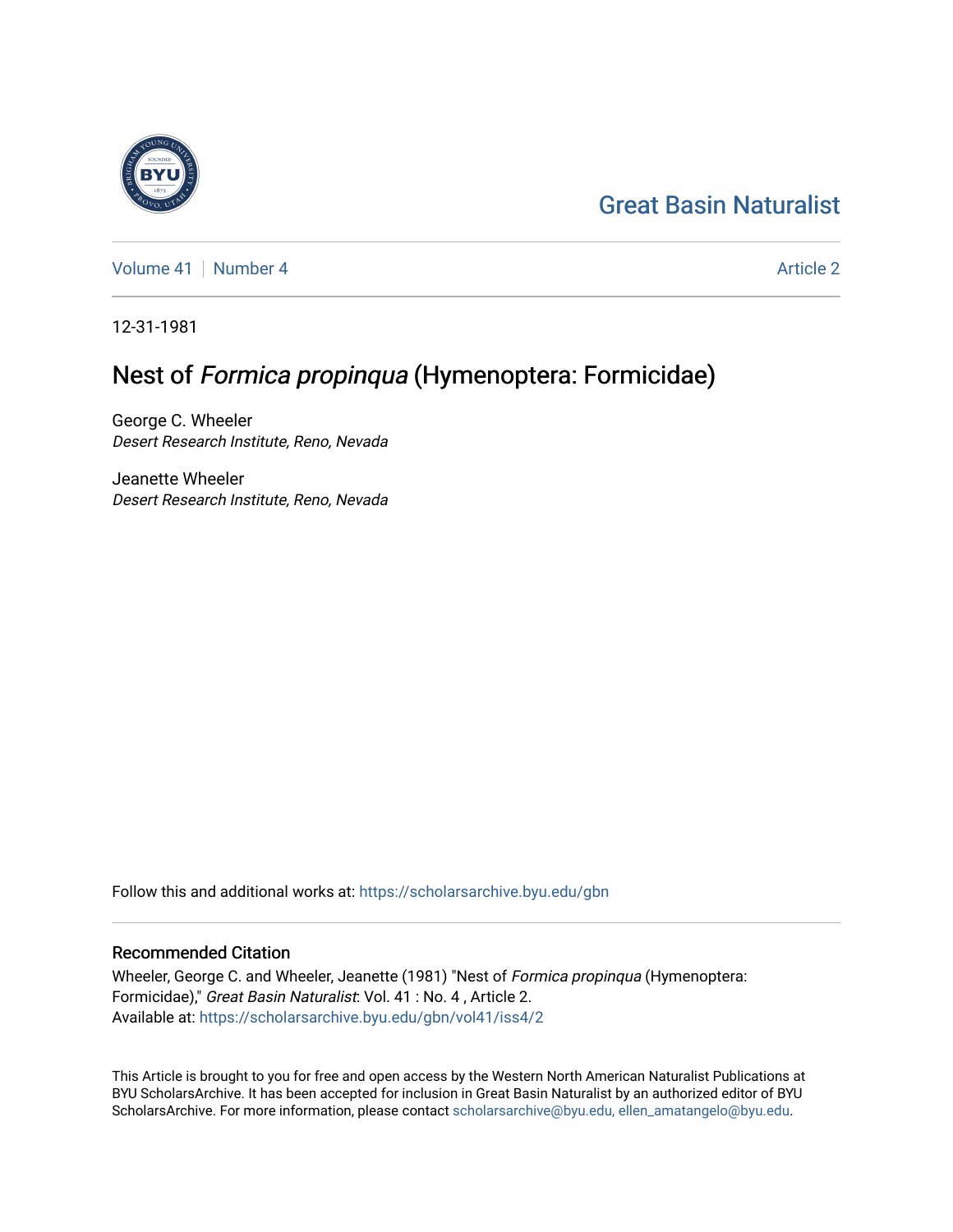Great Basin Naturalist

Volume 41 | Number 4 Article 2

12-31-1981

# Nest of *Formica propinqua* (Hymenoptera: Formicidae)

George C. Wheeler
*Desert Research Institute, Reno, Nevada*

Jeanette Wheeler
*Desert Research Institute, Reno, Nevada*

Follow this and additional works at: https://scholarsarchive.byu.edu/gbn

## Recommended Citation

Wheeler, George C. and Wheeler, Jeanette (1981) "Nest of *Formica propinqua* (Hymenoptera: Formicidae)," *Great Basin Naturalist*: Vol. 41 : No. 4 , Article 2.
Available at: https://scholarsarchive.byu.edu/gbn/vol41/iss4/2

This Article is brought to you for free and open access by the Western North American Naturalist Publications at BYU ScholarsArchive. It has been accepted for inclusion in Great Basin Naturalist by an authorized editor of BYU ScholarsArchive. For more information, please contact scholarsarchive@byu.edu, ellen_amatangelo@byu.edu.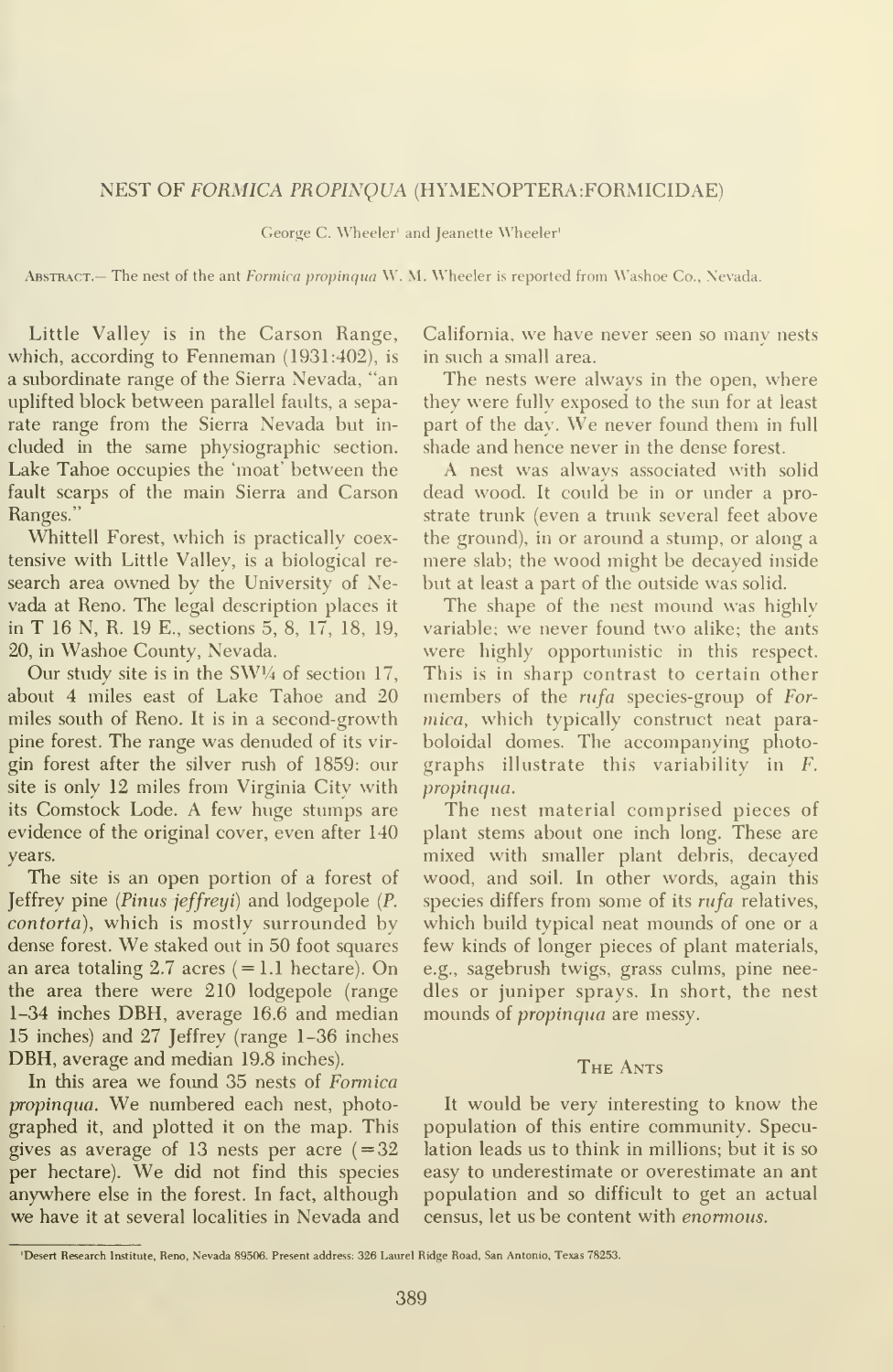## NEST OF *FORMICA PROPINQUA* (HYMENOPTERA:FORMICIDAE)

George C. Wheeler[1] and Jeanette Wheeler[1]

Abstract.— The nest of the ant *Formica propinqua* W. M. Wheeler is reported from Washoe Co., Nevada.

Little Valley is in the Carson Range, which, according to Fenneman (1931:402), is a subordinate range of the Sierra Nevada, "an uplifted block between parallel faults, a separate range from the Sierra Nevada but included in the same physiographic section. Lake Tahoe occupies the 'moat' between the fault scarps of the main Sierra and Carson Ranges."

Whittell Forest, which is practically coextensive with Little Valley, is a biological research area owned by the University of Nevada at Reno. The legal description places it in T 16 N, R. 19 E., sections 5, 8, 17, 18, 19, 20, in Washoe County, Nevada.

Our study site is in the SW¼ of section 17, about 4 miles east of Lake Tahoe and 20 miles south of Reno. It is in a second-growth pine forest. The range was denuded of its virgin forest after the silver rush of 1859: our site is only 12 miles from Virginia City with its Comstock Lode. A few huge stumps are evidence of the original cover, even after 140 years.

The site is an open portion of a forest of Jeffrey pine (*Pinus jeffreyi*) and lodgepole (*P. contorta*), which is mostly surrounded by dense forest. We staked out in 50 foot squares an area totaling 2.7 acres (= 1.1 hectare). On the area there were 210 lodgepole (range 1–34 inches DBH, average 16.6 and median 15 inches) and 27 Jeffrey (range 1–36 inches DBH, average and median 19.8 inches).

In this area we found 35 nests of *Formica propinqua*. We numbered each nest, photographed it, and plotted it on the map. This gives as average of 13 nests per acre (=32 per hectare). We did not find this species anywhere else in the forest. In fact, although we have it at several localities in Nevada and California, we have never seen so many nests in such a small area.

The nests were always in the open, where they were fully exposed to the sun for at least part of the day. We never found them in full shade and hence never in the dense forest.

A nest was always associated with solid dead wood. It could be in or under a prostrate trunk (even a trunk several feet above the ground), in or around a stump, or along a mere slab; the wood might be decayed inside but at least a part of the outside was solid.

The shape of the nest mound was highly variable; we never found two alike; the ants were highly opportunistic in this respect. This is in sharp contrast to certain other members of the *rufa* species-group of *Formica*, which typically construct neat paraboloidal domes. The accompanying photographs illustrate this variability in *F. propinqua*.

The nest material comprised pieces of plant stems about one inch long. These are mixed with smaller plant debris, decayed wood, and soil. In other words, again this species differs from some of its *rufa* relatives, which build typical neat mounds of one or a few kinds of longer pieces of plant materials, e.g., sagebrush twigs, grass culms, pine needles or juniper sprays. In short, the nest mounds of *propinqua* are messy.

### The Ants

It would be very interesting to know the population of this entire community. Speculation leads us to think in millions; but it is so easy to underestimate or overestimate an ant population and so difficult to get an actual census, let us be content with *enormous*.

[1] Desert Research Institute, Reno, Nevada 89506. Present address: 326 Laurel Ridge Road, San Antonio, Texas 78253.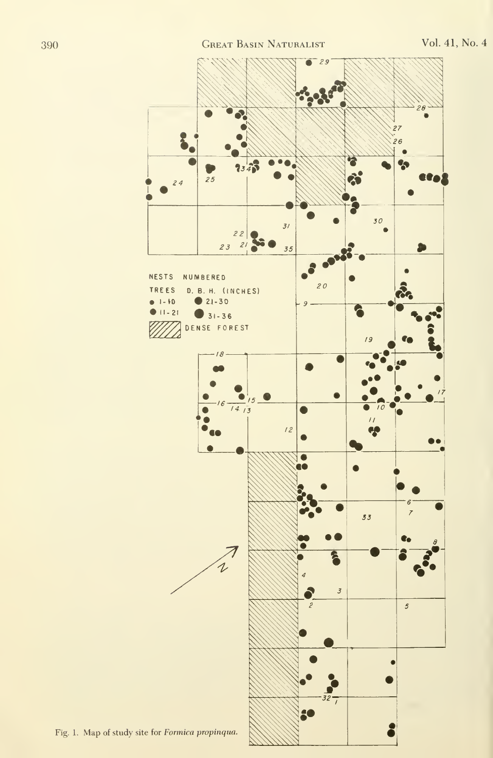Fig. 1. Map of study site for *Formica propinqua.*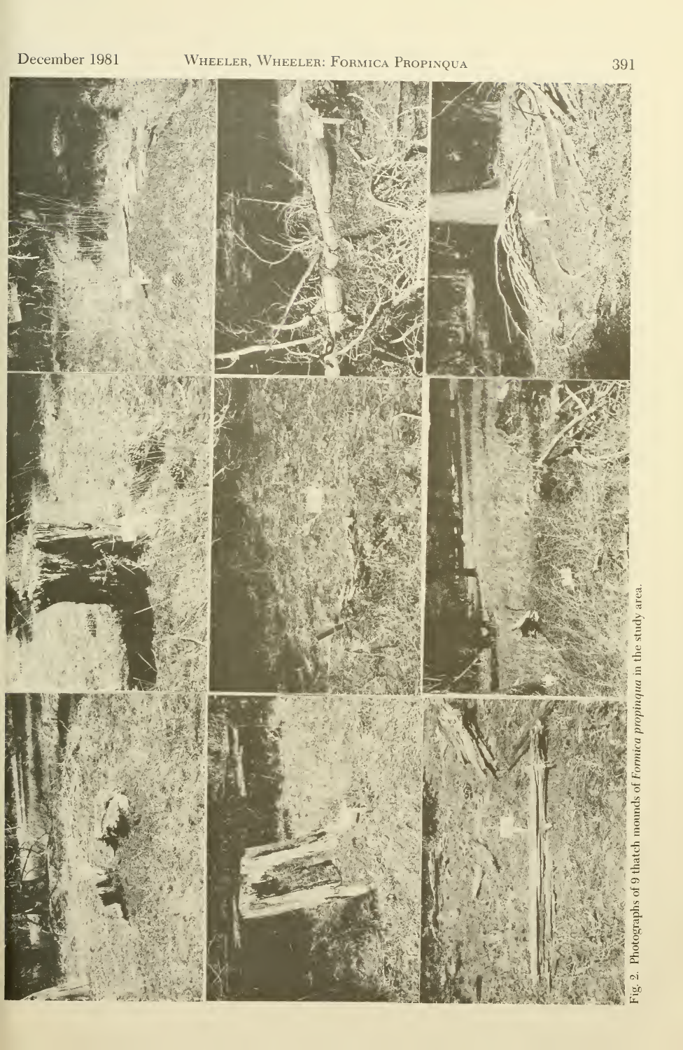Fig. 2. Photographs of 9 thatch mounds of *Formica propinqua* in the study area.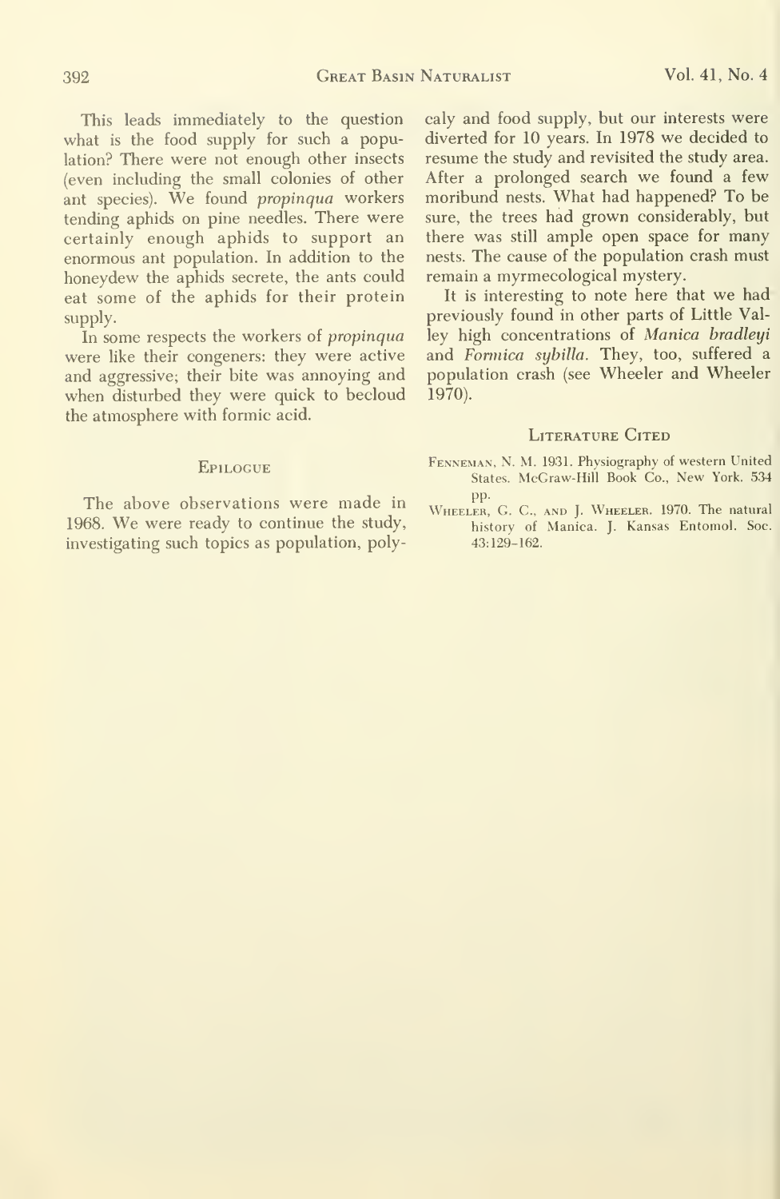This leads immediately to the question what is the food supply for such a population? There were not enough other insects (even including the small colonies of other ant species). We found *propinqua* workers tending aphids on pine needles. There were certainly enough aphids to support an enormous ant population. In addition to the honeydew the aphids secrete, the ants could eat some of the aphids for their protein supply.

In some respects the workers of *propinqua* were like their congeners: they were active and aggressive; their bite was annoying and when disturbed they were quick to becloud the atmosphere with formic acid.

## Epilogue

The above observations were made in 1968. We were ready to continue the study, investigating such topics as population, polycaly and food supply, but our interests were diverted for 10 years. In 1978 we decided to resume the study and revisited the study area. After a prolonged search we found a few moribund nests. What had happened? To be sure, the trees had grown considerably, but there was still ample open space for many nests. The cause of the population crash must remain a myrmecological mystery.

It is interesting to note here that we had previously found in other parts of Little Valley high concentrations of *Manica bradleyi* and *Formica sybilla*. They, too, suffered a population crash (see Wheeler and Wheeler 1970).

## Literature Cited

Fenneman, N. M. 1931. Physiography of western United States. McGraw-Hill Book Co., New York. 534 pp.

Wheeler, G. C., and J. Wheeler. 1970. The natural history of Manica. J. Kansas Entomol. Soc. 43:129–162.